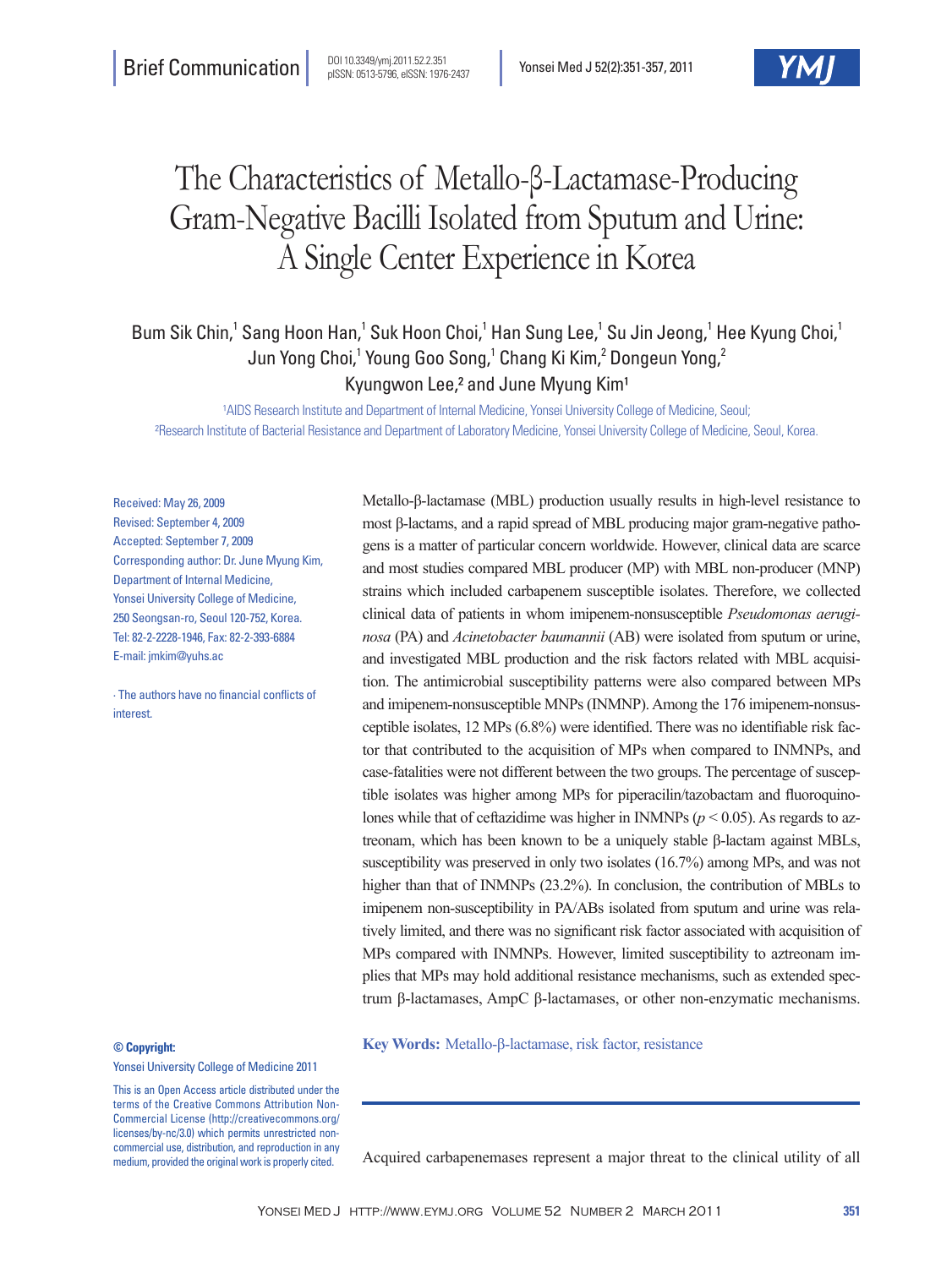Brief Communication

# The Characteristics of Metallo-β-Lactamase-Producing Gram-Negative Bacilli Isolated from Sputum and Urine: A Single Center Experience in Korea

Bum Sik Chin,[1] Sang Hoon Han,[1] Suk Hoon Choi,[1] Han Sung Lee,[1] Su Jin Jeong,[1] Hee Kyung Choi,[1] Jun Yong Choi,[1] Young Goo Song,[1] Chang Ki Kim,[2] Dongeun Yong,[2] Kyungwon Lee,[2] and June Myung Kim[1]

[1]AIDS Research Institute and Department of Internal Medicine, Yonsei University College of Medicine, Seoul;
[2]Research Institute of Bacterial Resistance and Department of Laboratory Medicine, Yonsei University College of Medicine, Seoul, Korea.

Received: May 26, 2009
Revised: September 4, 2009
Accepted: September 7, 2009
Corresponding author: Dr. June Myung Kim, Department of Internal Medicine, Yonsei University College of Medicine, 250 Seongsan-ro, Seoul 120-752, Korea.
Tel: 82-2-2228-1946, Fax: 82-2-393-6884
E-mail: jmkim@yuhs.ac

∙ The authors have no financial conflicts of interest.

Metallo-β-lactamase (MBL) production usually results in high-level resistance to most β-lactams, and a rapid spread of MBL producing major gram-negative pathogens is a matter of particular concern worldwide. However, clinical data are scarce and most studies compared MBL producer (MP) with MBL non-producer (MNP) strains which included carbapenem susceptible isolates. Therefore, we collected clinical data of patients in whom imipenem-nonsusceptible *Pseudomonas aeruginosa* (PA) and *Acinetobacter baumannii* (AB) were isolated from sputum or urine, and investigated MBL production and the risk factors related with MBL acquisition. The antimicrobial susceptibility patterns were also compared between MPs and imipenem-nonsusceptible MNPs (INMNP). Among the 176 imipenem-nonsusceptible isolates, 12 MPs (6.8%) were identified. There was no identifiable risk factor that contributed to the acquisition of MPs when compared to INMNPs, and case-fatalities were not different between the two groups. The percentage of susceptible isolates was higher among MPs for piperacilin/tazobactam and fluoroquinolones while that of ceftazidime was higher in INMNPs ($p < 0.05$). As regards to aztreonam, which has been known to be a uniquely stable β-lactam against MBLs, susceptibility was preserved in only two isolates (16.7%) among MPs, and was not higher than that of INMNPs (23.2%). In conclusion, the contribution of MBLs to imipenem non-susceptibility in PA/ABs isolated from sputum and urine was relatively limited, and there was no significant risk factor associated with acquisition of MPs compared with INMNPs. However, limited susceptibility to aztreonam implies that MPs may hold additional resistance mechanisms, such as extended spectrum β-lactamases, AmpC β-lactamases, or other non-enzymatic mechanisms.

**Key Words:** Metallo-β-lactamase, risk factor, resistance

**© Copyright:**
Yonsei University College of Medicine 2011

This is an Open Access article distributed under the terms of the Creative Commons Attribution Non-Commercial License (http://creativecommons.org/licenses/by-nc/3.0) which permits unrestricted non-commercial use, distribution, and reproduction in any medium, provided the original work is properly cited.

Acquired carbapenemases represent a major threat to the clinical utility of all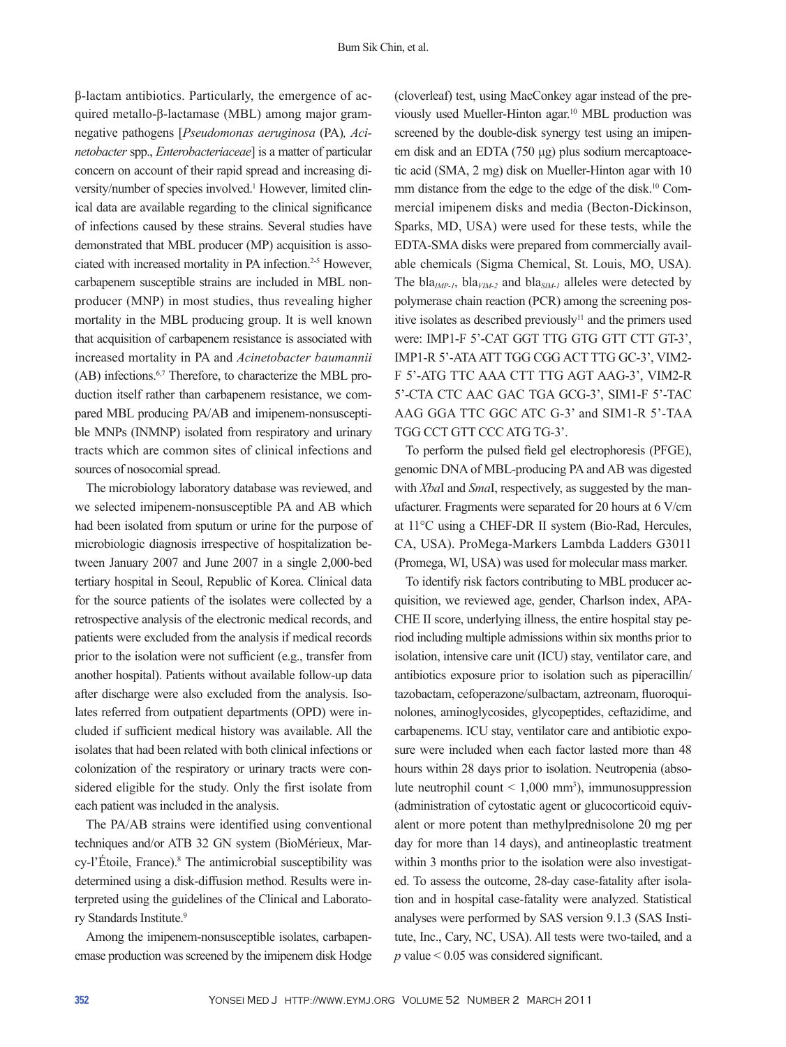β-lactam antibiotics. Particularly, the emergence of acquired metallo-β-lactamase (MBL) among major gram-negative pathogens [*Pseudomonas aeruginosa* (PA), *Acinetobacter* spp., *Enterobacteriaceae*] is a matter of particular concern on account of their rapid spread and increasing diversity/number of species involved.[1] However, limited clinical data are available regarding to the clinical significance of infections caused by these strains. Several studies have demonstrated that MBL producer (MP) acquisition is associated with increased mortality in PA infection.[2-5] However, carbapenem susceptible strains are included in MBL nonproducer (MNP) in most studies, thus revealing higher mortality in the MBL producing group. It is well known that acquisition of carbapenem resistance is associated with increased mortality in PA and *Acinetobacter baumannii* (AB) infections.[6,7] Therefore, to characterize the MBL production itself rather than carbapenem resistance, we compared MBL producing PA/AB and imipenem-nonsusceptible MNPs (INMNP) isolated from respiratory and urinary tracts which are common sites of clinical infections and sources of nosocomial spread.

The microbiology laboratory database was reviewed, and we selected imipenem-nonsusceptible PA and AB which had been isolated from sputum or urine for the purpose of microbiologic diagnosis irrespective of hospitalization between January 2007 and June 2007 in a single 2,000-bed tertiary hospital in Seoul, Republic of Korea. Clinical data for the source patients of the isolates were collected by a retrospective analysis of the electronic medical records, and patients were excluded from the analysis if medical records prior to the isolation were not sufficient (e.g., transfer from another hospital). Patients without available follow-up data after discharge were also excluded from the analysis. Isolates referred from outpatient departments (OPD) were included if sufficient medical history was available. All the isolates that had been related with both clinical infections or colonization of the respiratory or urinary tracts were considered eligible for the study. Only the first isolate from each patient was included in the analysis.

The PA/AB strains were identified using conventional techniques and/or ATB 32 GN system (BioMérieux, Marcy-l'Étoile, France).[8] The antimicrobial susceptibility was determined using a disk-diffusion method. Results were interpreted using the guidelines of the Clinical and Laboratory Standards Institute.[9]

Among the imipenem-nonsusceptible isolates, carbapenemase production was screened by the imipenem disk Hodge (cloverleaf) test, using MacConkey agar instead of the previously used Mueller-Hinton agar.[10] MBL production was screened by the double-disk synergy test using an imipenem disk and an EDTA (750 μg) plus sodium mercaptoacetic acid (SMA, 2 mg) disk on Mueller-Hinton agar with 10 mm distance from the edge to the edge of the disk.[10] Commercial imipenem disks and media (Becton-Dickinson, Sparks, MD, USA) were used for these tests, while the EDTA-SMA disks were prepared from commercially available chemicals (Sigma Chemical, St. Louis, MO, USA). The $bla_{IMP\text{-}1}$, $bla_{VIM\text{-}2}$ and $bla_{SIM\text{-}1}$ alleles were detected by polymerase chain reaction (PCR) among the screening positive isolates as described previously[11] and the primers used were: IMP1-F 5'-CAT GGT TTG GTG GTT CTT GT-3', IMP1-R 5'-ATA ATT TGG CGG ACT TTG GC-3', VIM2-F 5'-ATG TTC AAA CTT TTG AGT AAG-3', VIM2-R 5'-CTA CTC AAC GAC TGA GCG-3', SIM1-F 5'-TAC AAG GGA TTC GGC ATC G-3' and SIM1-R 5'-TAA TGG CCT GTT CCC ATG TG-3'.

To perform the pulsed field gel electrophoresis (PFGE), genomic DNA of MBL-producing PA and AB was digested with *Xba*I and *Sma*I, respectively, as suggested by the manufacturer. Fragments were separated for 20 hours at 6 V/cm at 11°C using a CHEF-DR II system (Bio-Rad, Hercules, CA, USA). ProMega-Markers Lambda Ladders G3011 (Promega, WI, USA) was used for molecular mass marker.

To identify risk factors contributing to MBL producer acquisition, we reviewed age, gender, Charlson index, APACHE II score, underlying illness, the entire hospital stay period including multiple admissions within six months prior to isolation, intensive care unit (ICU) stay, ventilator care, and antibiotics exposure prior to isolation such as piperacillin/tazobactam, cefoperazone/sulbactam, aztreonam, fluoroquinolones, aminoglycosides, glycopeptides, ceftazidime, and carbapenems. ICU stay, ventilator care and antibiotic exposure were included when each factor lasted more than 48 hours within 28 days prior to isolation. Neutropenia (absolute neutrophil count < 1,000 $mm^3$), immunosuppression (administration of cytostatic agent or glucocorticoid equivalent or more potent than methylprednisolone 20 mg per day for more than 14 days), and antineoplastic treatment within 3 months prior to the isolation were also investigated. To assess the outcome, 28-day case-fatality after isolation and in hospital case-fatality were analyzed. Statistical analyses were performed by SAS version 9.1.3 (SAS Institute, Inc., Cary, NC, USA). All tests were two-tailed, and a $p$ value < 0.05 was considered significant.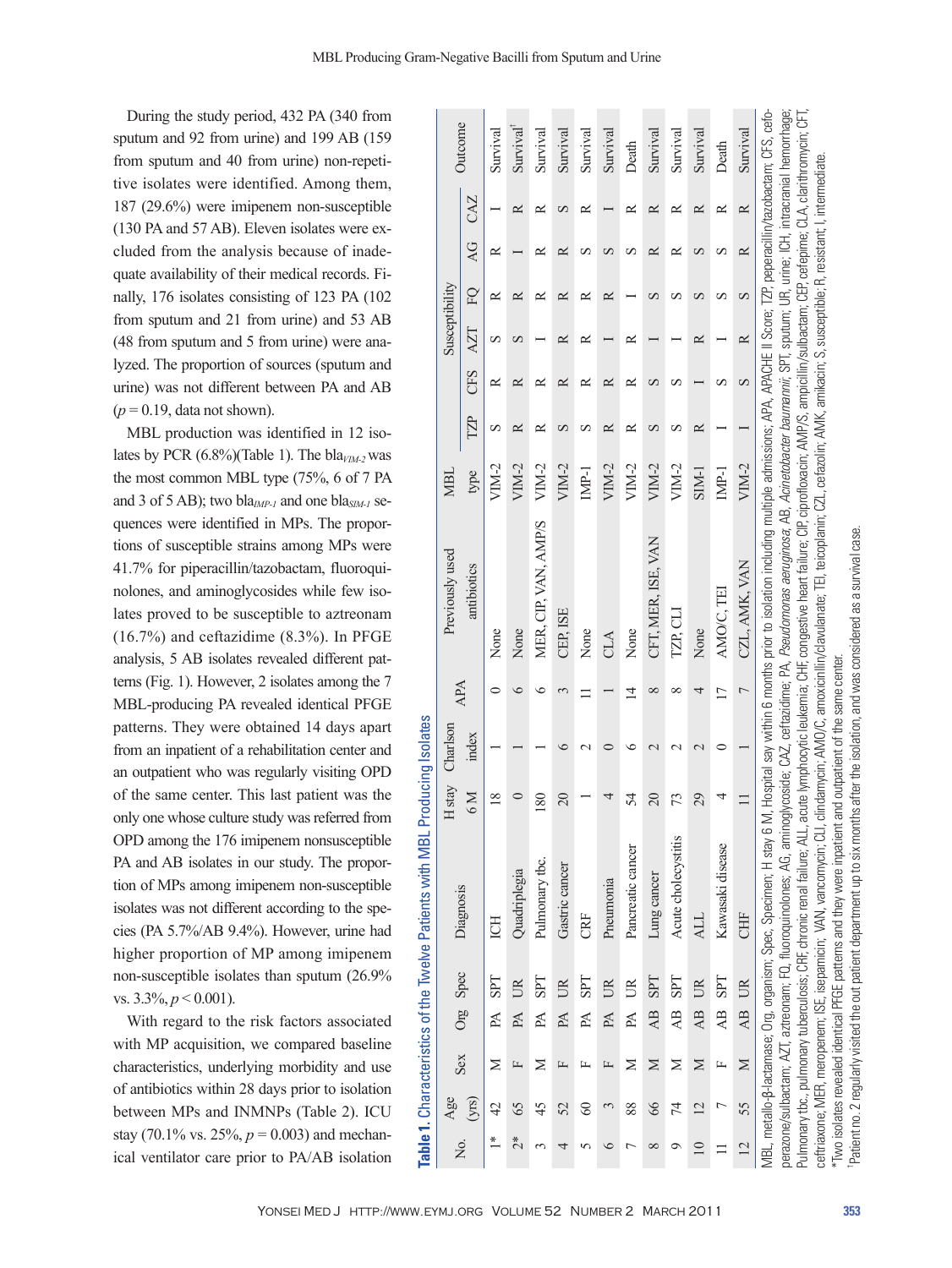During the study period, 432 PA (340 from sputum and 92 from urine) and 199 AB (159 from sputum and 40 from urine) non-repetitive isolates were identified. Among them, 187 (29.6%) were imipenem non-susceptible (130 PA and 57 AB). Eleven isolates were excluded from the analysis because of inadequate availability of their medical records. Finally, 176 isolates consisting of 123 PA (102 from sputum and 21 from urine) and 53 AB (48 from sputum and 5 from urine) were analyzed. The proportion of sources (sputum and urine) was not different between PA and AB ($p = 0.19$, data not shown).

MBL production was identified in 12 isolates by PCR (6.8%)(Table 1). The bla$_{VIM-2}$ was the most common MBL type (75%, 6 of 7 PA and 3 of 5 AB); two bla$_{IMP-1}$ and one bla$_{SIM-1}$ sequences were identified in MPs. The proportions of susceptible strains among MPs were 41.7% for piperacillin/tazobactam, fluoroquinolones, and aminoglycosides while few isolates proved to be susceptible to aztreonam (16.7%) and ceftazidime (8.3%). In PFGE analysis, 5 AB isolates revealed different patterns (Fig. 1). However, 2 isolates among the 7 MBL-producing PA revealed identical PFGE patterns. They were obtained 14 days apart from an inpatient of a rehabilitation center and an outpatient who was regularly visiting OPD of the same center. This last patient was the only one whose culture study was referred from OPD among the 176 imipenem nonsusceptible PA and AB isolates in our study. The proportion of MPs among imipenem non-susceptible isolates was not different according to the species (PA 5.7%/AB 9.4%). However, urine had higher proportion of MP among imipenem non-susceptible isolates than sputum (26.9% vs. 3.3%, $p < 0.001$).

With regard to the risk factors associated with MP acquisition, we compared baseline characteristics, underlying morbidity and use of antibiotics within 28 days prior to isolation between MPs and INMNPs (Table 2). ICU stay (70.1% vs. 25%, $p = 0.003$) and mechanical ventilator care prior to PA/AB isolation

**Table 1.** Characteristics of the Twelve Patients with MBL Producing Isolates

| No. | Age (yrs) | Sex | Org | Spec | Diagnosis | H stay 6 M | Charlson index | APA | Previously used antibiotics | MBL type | Susceptibility TZP | CFS | AZT | FQ | AG | CAZ | Outcome |
|---|---|---|---|---|---|---|---|---|---|---|---|---|---|---|---|---|---|
| 1* | 42 | M | PA | SPT | ICH | 18 | 1 | 0 | None | VIM-2 | S | R | S | R | R | I | Survival |
| 2* | 65 | F | PA | UR | Quadriplegia | 0 | 1 | 6 | None | VIM-2 | R | R | S | R | I | R | Survival[†] |
| 3 | 45 | M | PA | SPT | Pulmonary tbc. | 180 | 1 | 6 | MER, CIP, VAN, AMP/S | VIM-2 | R | R | I | R | R | R | Survival |
| 4 | 52 | F | PA | UR | Gastric cancer | 20 | 6 | 3 | CEP, ISE | VIM-2 | S | R | R | R | R | S | Survival |
| 5 | 60 | F | PA | SPT | CRF | 1 | 2 | 11 | None | IMP-1 | S | R | R | R | S | R | Survival |
| 6 | 3 | F | PA | UR | Pneumonia | 4 | 0 | 1 | CLA | VIM-2 | R | R | I | R | S | I | Survival |
| 7 | 88 | M | PA | UR | Pancreatic cancer | 54 | 6 | 14 | None | VIM-2 | R | R | R | I | S | R | Death |
| 8 | 66 | M | AB | SPT | Lung cancer | 20 | 2 | 8 | CFT, MER, ISE, VAN | VIM-2 | S | S | I | S | R | R | Survival |
| 9 | 74 | M | AB | SPT | Acute cholecystitis | 73 | 2 | 8 | TZP, CLI | VIM-2 | S | S | I | S | R | R | Survival |
| 10 | 12 | M | AB | UR | ALL | 29 | 2 | 4 | None | SIM-1 | R | I | R | S | S | R | Survival |
| 11 | 7 | F | AB | SPT | Kawasaki disease | 4 | 0 | 17 | AMO/C, TEI | IMP-1 | I | S | I | S | S | R | Death |
| 12 | 55 | M | AB | UR | CHF | 11 | 1 | 7 | CZL, AMK, VAN | VIM-2 | I | S | R | S | R | R | Survival |

MBL, metallo-β-lactamase; Org, organism; Spec, Specimen; H stay 6 M, Hospital say within 6 months prior to isolation including multiple admissions; APA, APACHE II Score; TZP, peperacillin/tazobactam; CFS, cefoperazone/sulbactam; AZT, aztreonam; FQ, fluoroquinolones; AG, aminoglycoside; CAZ, ceftazidime; PA, *Pseudomonas aeruginosa*; AB, *Acinetobacter baumannii*; SPT, sputum; UR, urine; ICH, intracranial hemorrhage; Pulmonary tbc., pulmonary tuberculosis; CRF, chronic renal failure; ALL, acute lymphocytic leukemia; CHF, congestive heart failure; CIP, ciprofloxacin; AMP/S, ampicillin/sulbactam; CEP, cefepime; CLA, clarithromycin; CFT, ceftriaxone; MER, meropenem; ISE, isepamicin; VAN, vancomycin; CLI, clindamycin; AMO/C, amoxicillin/clavulanate; TEI, teicoplanin; CZL, cefazolin; AMK, amikacin; S, susceptible; R, resistant; I, intermediate.

*Two isolates revealed identical PFGE patterns and they were inpatient and outpatient of the same center.

[†]Patient no. 2 regularly visited the out patient department up to six months after the isolation, and was considered as a survival case.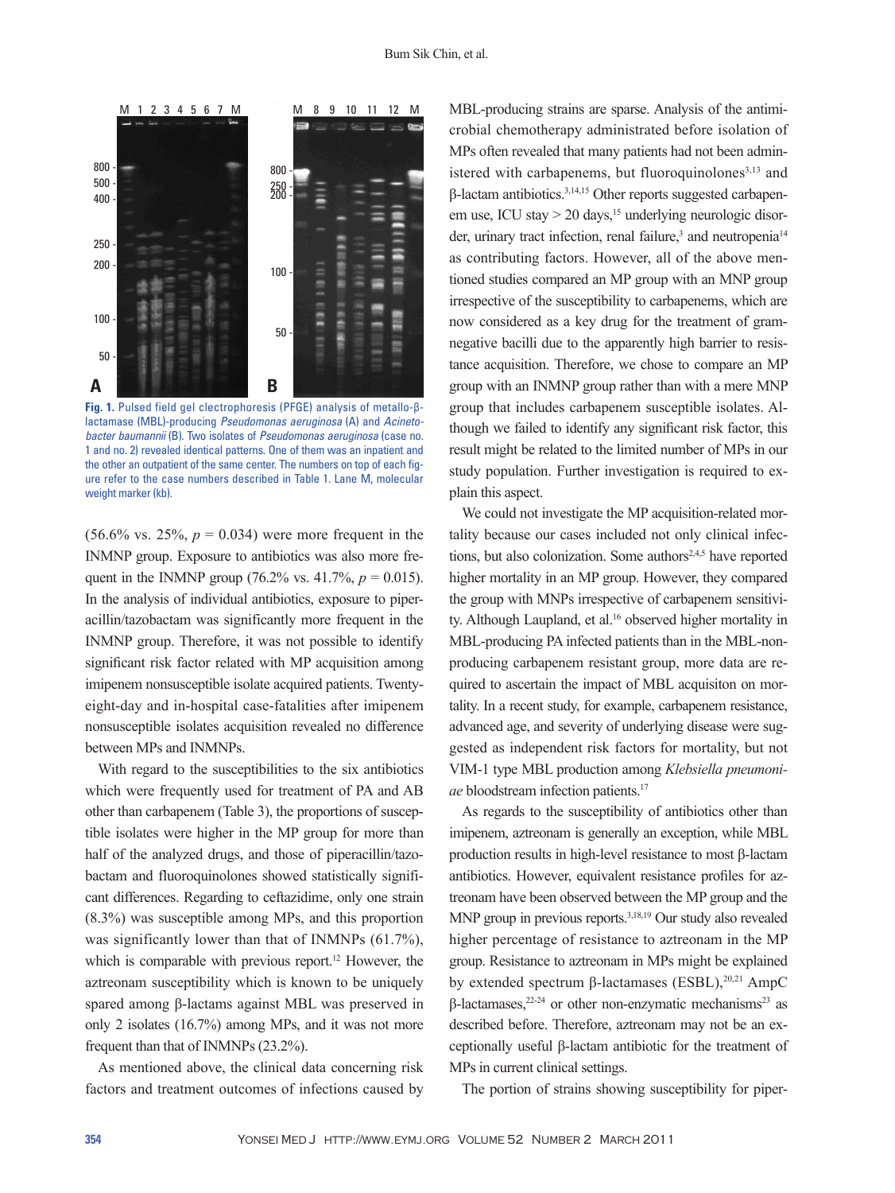Fig. 1. Pulsed field gel electrophoresis (PFGE) analysis of metallo-β-lactamase (MBL)-producing *Pseudomonas aeruginosa* (A) and *Acinetobacter baumannii* (B). Two isolates of *Pseudomonas aeruginosa* (case no. 1 and no. 2) revealed identical patterns. One of them was an inpatient and the other an outpatient of the same center. The numbers on top of each figure refer to the case numbers described in Table 1. Lane M, molecular weight marker (kb).

(56.6% vs. 25%, $p = 0.034$) were more frequent in the INMNP group. Exposure to antibiotics was also more frequent in the INMNP group (76.2% vs. 41.7%, $p = 0.015$). In the analysis of individual antibiotics, exposure to piperacillin/tazobactam was significantly more frequent in the INMNP group. Therefore, it was not possible to identify significant risk factor related with MP acquisition among imipenem nonsusceptible isolate acquired patients. Twenty-eight-day and in-hospital case-fatalities after imipenem nonsusceptible isolates acquisition revealed no difference between MPs and INMNPs.

With regard to the susceptibilities to the six antibiotics which were frequently used for treatment of PA and AB other than carbapenem (Table 3), the proportions of susceptible isolates were higher in the MP group for more than half of the analyzed drugs, and those of piperacillin/tazobactam and fluoroquinolones showed statistically significant differences. Regarding to ceftazidime, only one strain (8.3%) was susceptible among MPs, and this proportion was significantly lower than that of INMNPs (61.7%), which is comparable with previous report.[12] However, the aztreonam susceptibility which is known to be uniquely spared among β-lactams against MBL was preserved in only 2 isolates (16.7%) among MPs, and it was not more frequent than that of INMNPs (23.2%).

As mentioned above, the clinical data concerning risk factors and treatment outcomes of infections caused by MBL-producing strains are sparse. Analysis of the antimicrobial chemotherapy administrated before isolation of MPs often revealed that many patients had not been administered with carbapenems, but fluoroquinolones[3,13] and β-lactam antibiotics.[3,14,15] Other reports suggested carbapenem use, ICU stay > 20 days,[15] underlying neurologic disorder, urinary tract infection, renal failure,[3] and neutropenia[14] as contributing factors. However, all of the above mentioned studies compared an MP group with an MNP group irrespective of the susceptibility to carbapenems, which are now considered as a key drug for the treatment of gram-negative bacilli due to the apparently high barrier to resistance acquisition. Therefore, we chose to compare an MP group with an INMNP group rather than with a mere MNP group that includes carbapenem susceptible isolates. Although we failed to identify any significant risk factor, this result might be related to the limited number of MPs in our study population. Further investigation is required to explain this aspect.

We could not investigate the MP acquisition-related mortality because our cases included not only clinical infections, but also colonization. Some authors[2,4,5] have reported higher mortality in an MP group. However, they compared the group with MNPs irrespective of carbapenem sensitivity. Although Laupland, et al.[16] observed higher mortality in MBL-producing PA infected patients than in the MBL-nonproducing carbapenem resistant group, more data are required to ascertain the impact of MBL acquisiton on mortality. In a recent study, for example, carbapenem resistance, advanced age, and severity of underlying disease were suggested as independent risk factors for mortality, but not VIM-1 type MBL production among *Klebsiella pneumoniae* bloodstream infection patients.[17]

As regards to the susceptibility of antibiotics other than imipenem, aztreonam is generally an exception, while MBL production results in high-level resistance to most β-lactam antibiotics. However, equivalent resistance profiles for aztreonam have been observed between the MP group and the MNP group in previous reports.[3,18,19] Our study also revealed higher percentage of resistance to aztreonam in the MP group. Resistance to aztreonam in MPs might be explained by extended spectrum β-lactamases (ESBL),[20,21] AmpC β-lactamases,[22-24] or other non-enzymatic mechanisms[23] as described before. Therefore, aztreonam may not be an exceptionally useful β-lactam antibiotic for the treatment of MPs in current clinical settings.

The portion of strains showing susceptibility for piper-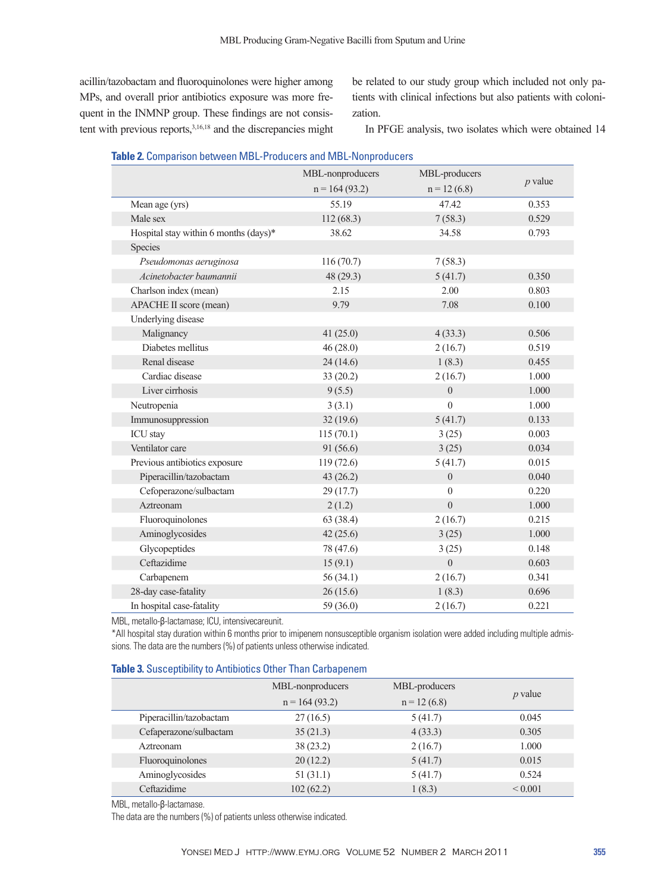acillin/tazobactam and fluoroquinolones were higher among MPs, and overall prior antibiotics exposure was more frequent in the INMNP group. These findings are not consistent with previous reports,[3,16,18] and the discrepancies might be related to our study group which included not only patients with clinical infections but also patients with colonization.

In PFGE analysis, two isolates which were obtained 14

**Table 2.** Comparison between MBL-Producers and MBL-Nonproducers

| | MBL-nonproducers n = 164 (93.2) | MBL-producers n = 12 (6.8) | *p* value |
|---|---|---|---|
| Mean age (yrs) | 55.19 | 47.42 | 0.353 |
| Male sex | 112 (68.3) | 7 (58.3) | 0.529 |
| Hospital stay within 6 months (days)* | 38.62 | 34.58 | 0.793 |
| Species | | | |
| *Pseudomonas aeruginosa* | 116 (70.7) | 7 (58.3) | |
| *Acinetobacter baumannii* | 48 (29.3) | 5 (41.7) | 0.350 |
| Charlson index (mean) | 2.15 | 2.00 | 0.803 |
| APACHE II score (mean) | 9.79 | 7.08 | 0.100 |
| Underlying disease | | | |
| Malignancy | 41 (25.0) | 4 (33.3) | 0.506 |
| Diabetes mellitus | 46 (28.0) | 2 (16.7) | 0.519 |
| Renal disease | 24 (14.6) | 1 (8.3) | 0.455 |
| Cardiac disease | 33 (20.2) | 2 (16.7) | 1.000 |
| Liver cirrhosis | 9 (5.5) | 0 | 1.000 |
| Neutropenia | 3 (3.1) | 0 | 1.000 |
| Immunosuppression | 32 (19.6) | 5 (41.7) | 0.133 |
| ICU stay | 115 (70.1) | 3 (25) | 0.003 |
| Ventilator care | 91 (56.6) | 3 (25) | 0.034 |
| Previous antibiotics exposure | 119 (72.6) | 5 (41.7) | 0.015 |
| Piperacillin/tazobactam | 43 (26.2) | 0 | 0.040 |
| Cefoperazone/sulbactam | 29 (17.7) | 0 | 0.220 |
| Aztreonam | 2 (1.2) | 0 | 1.000 |
| Fluoroquinolones | 63 (38.4) | 2 (16.7) | 0.215 |
| Aminoglycosides | 42 (25.6) | 3 (25) | 1.000 |
| Glycopeptides | 78 (47.6) | 3 (25) | 0.148 |
| Ceftazidime | 15 (9.1) | 0 | 0.603 |
| Carbapenem | 56 (34.1) | 2 (16.7) | 0.341 |
| 28-day case-fatality | 26 (15.6) | 1 (8.3) | 0.696 |
| In hospital case-fatality | 59 (36.0) | 2 (16.7) | 0.221 |

MBL, metallo-β-lactamase; ICU, intensivecareunit.

*All hospital stay duration within 6 months prior to imipenem nonsusceptible organism isolation were added including multiple admissions. The data are the numbers (%) of patients unless otherwise indicated.

**Table 3.** Susceptibility to Antibiotics Other Than Carbapenem

| | MBL-nonproducers n = 164 (93.2) | MBL-producers n = 12 (6.8) | *p* value |
|---|---|---|---|
| Piperacillin/tazobactam | 27 (16.5) | 5 (41.7) | 0.045 |
| Cefaperazone/sulbactam | 35 (21.3) | 4 (33.3) | 0.305 |
| Aztreonam | 38 (23.2) | 2 (16.7) | 1.000 |
| Fluoroquinolones | 20 (12.2) | 5 (41.7) | 0.015 |
| Aminoglycosides | 51 (31.1) | 5 (41.7) | 0.524 |
| Ceftazidime | 102 (62.2) | 1 (8.3) | < 0.001 |

MBL, metallo-β-lactamase.

The data are the numbers (%) of patients unless otherwise indicated.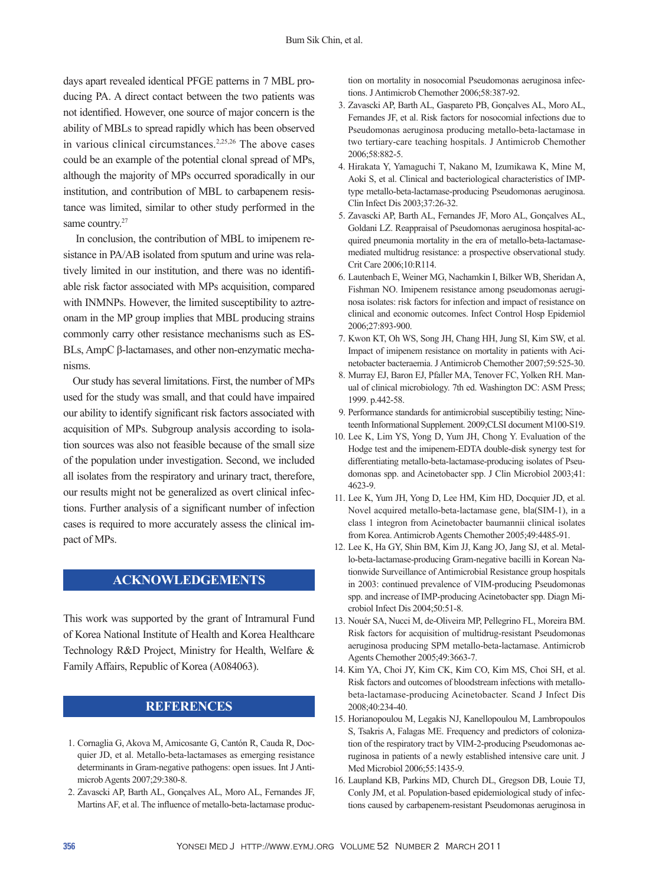days apart revealed identical PFGE patterns in 7 MBL producing PA. A direct contact between the two patients was not identified. However, one source of major concern is the ability of MBLs to spread rapidly which has been observed in various clinical circumstances.[2,25,26] The above cases could be an example of the potential clonal spread of MPs, although the majority of MPs occurred sporadically in our institution, and contribution of MBL to carbapenem resistance was limited, similar to other study performed in the same country.[27]

In conclusion, the contribution of MBL to imipenem resistance in PA/AB isolated from sputum and urine was relatively limited in our institution, and there was no identifiable risk factor associated with MPs acquisition, compared with INMNPs. However, the limited susceptibility to aztreonam in the MP group implies that MBL producing strains commonly carry other resistance mechanisms such as ESBLs, AmpC β-lactamases, and other non-enzymatic mechanisms.

Our study has several limitations. First, the number of MPs used for the study was small, and that could have impaired our ability to identify significant risk factors associated with acquisition of MPs. Subgroup analysis according to isolation sources was also not feasible because of the small size of the population under investigation. Second, we included all isolates from the respiratory and urinary tract, therefore, our results might not be generalized as overt clinical infections. Further analysis of a significant number of infection cases is required to more accurately assess the clinical impact of MPs.

## ACKNOWLEDGEMENTS

This work was supported by the grant of Intramural Fund of Korea National Institute of Health and Korea Healthcare Technology R&D Project, Ministry for Health, Welfare & Family Affairs, Republic of Korea (A084063).

## REFERENCES

1. Cornaglia G, Akova M, Amicosante G, Cantón R, Cauda R, Docquier JD, et al. Metallo-beta-lactamases as emerging resistance determinants in Gram-negative pathogens: open issues. Int J Antimicrob Agents 2007;29:380-8.
2. Zavascki AP, Barth AL, Gonçalves AL, Moro AL, Fernandes JF, Martins AF, et al. The influence of metallo-beta-lactamase production on mortality in nosocomial Pseudomonas aeruginosa infections. J Antimicrob Chemother 2006;58:387-92.
3. Zavascki AP, Barth AL, Gaspareto PB, Gonçalves AL, Moro AL, Fernandes JF, et al. Risk factors for nosocomial infections due to Pseudomonas aeruginosa producing metallo-beta-lactamase in two tertiary-care teaching hospitals. J Antimicrob Chemother 2006;58:882-5.
4. Hirakata Y, Yamaguchi T, Nakano M, Izumikawa K, Mine M, Aoki S, et al. Clinical and bacteriological characteristics of IMP-type metallo-beta-lactamase-producing Pseudomonas aeruginosa. Clin Infect Dis 2003;37:26-32.
5. Zavascki AP, Barth AL, Fernandes JF, Moro AL, Gonçalves AL, Goldani LZ. Reappraisal of Pseudomonas aeruginosa hospital-acquired pneumonia mortality in the era of metallo-beta-lactamase-mediated multidrug resistance: a prospective observational study. Crit Care 2006;10:R114.
6. Lautenbach E, Weiner MG, Nachamkin I, Bilker WB, Sheridan A, Fishman NO. Imipenem resistance among pseudomonas aeruginosa isolates: risk factors for infection and impact of resistance on clinical and economic outcomes. Infect Control Hosp Epidemiol 2006;27:893-900.
7. Kwon KT, Oh WS, Song JH, Chang HH, Jung SI, Kim SW, et al. Impact of imipenem resistance on mortality in patients with Acinetobacter bacteraemia. J Antimicrob Chemother 2007;59:525-30.
8. Murray EJ, Baron EJ, Pfaller MA, Tenover FC, Yolken RH. Manual of clinical microbiology. 7th ed. Washington DC: ASM Press; 1999. p.442-58.
9. Performance standards for antimicrobial susceptibiliy testing; Nineteenth Informational Supplement. 2009;CLSI document M100-S19.
10. Lee K, Lim YS, Yong D, Yum JH, Chong Y. Evaluation of the Hodge test and the imipenem-EDTA double-disk synergy test for differentiating metallo-beta-lactamase-producing isolates of Pseudomonas spp. and Acinetobacter spp. J Clin Microbiol 2003;41:4623-9.
11. Lee K, Yum JH, Yong D, Lee HM, Kim HD, Docquier JD, et al. Novel acquired metallo-beta-lactamase gene, bla(SIM-1), in a class 1 integron from Acinetobacter baumannii clinical isolates from Korea. Antimicrob Agents Chemother 2005;49:4485-91.
12. Lee K, Ha GY, Shin BM, Kim JJ, Kang JO, Jang SJ, et al. Metallo-beta-lactamase-producing Gram-negative bacilli in Korean Nationwide Surveillance of Antimicrobial Resistance group hospitals in 2003: continued prevalence of VIM-producing Pseudomonas spp. and increase of IMP-producing Acinetobacter spp. Diagn Microbiol Infect Dis 2004;50:51-8.
13. Nouér SA, Nucci M, de-Oliveira MP, Pellegrino FL, Moreira BM. Risk factors for acquisition of multidrug-resistant Pseudomonas aeruginosa producing SPM metallo-beta-lactamase. Antimicrob Agents Chemother 2005;49:3663-7.
14. Kim YA, Choi JY, Kim CK, Kim CO, Kim MS, Choi SH, et al. Risk factors and outcomes of bloodstream infections with metallo-beta-lactamase-producing Acinetobacter. Scand J Infect Dis 2008;40:234-40.
15. Horianopoulou M, Legakis NJ, Kanellopoulou M, Lambropoulos S, Tsakris A, Falagas ME. Frequency and predictors of colonization of the respiratory tract by VIM-2-producing Pseudomonas aeruginosa in patients of a newly established intensive care unit. J Med Microbiol 2006;55:1435-9.
16. Laupland KB, Parkins MD, Church DL, Gregson DB, Louie TJ, Conly JM, et al. Population-based epidemiological study of infections caused by carbapenem-resistant Pseudomonas aeruginosa in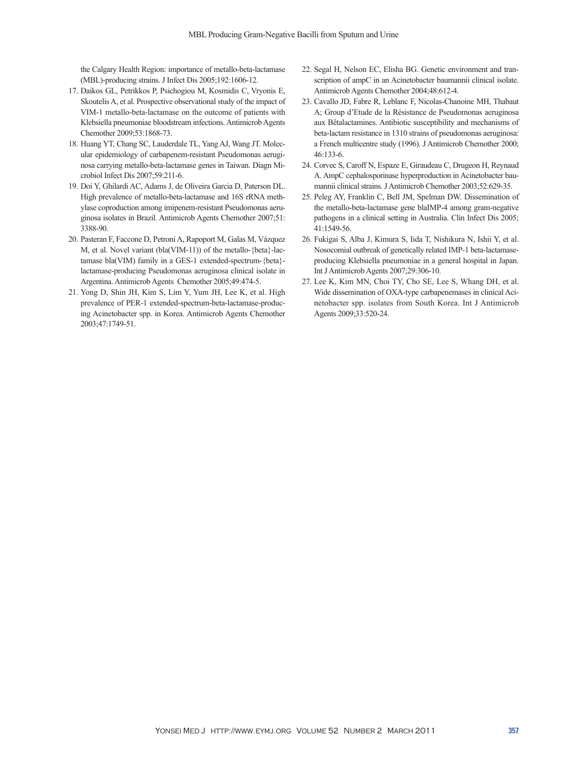the Calgary Health Region: importance of metallo-beta-lactamase (MBL)-producing strains. J Infect Dis 2005;192:1606-12.

17. Daikos GL, Petrikkos P, Psichogiou M, Kosmidis C, Vryonis E, Skoutelis A, et al. Prospective observational study of the impact of VIM-1 metallo-beta-lactamase on the outcome of patients with Klebsiella pneumoniae bloodstream infections. Antimicrob Agents Chemother 2009;53:1868-73.
18. Huang YT, Chang SC, Lauderdale TL, Yang AJ, Wang JT. Molecular epidemiology of carbapenem-resistant Pseudomonas aeruginosa carrying metallo-beta-lactamase genes in Taiwan. Diagn Microbiol Infect Dis 2007;59:211-6.
19. Doi Y, Ghilardi AC, Adams J, de Oliveira Garcia D, Paterson DL. High prevalence of metallo-beta-lactamase and 16S rRNA methylase coproduction among imipenem-resistant Pseudomonas aeruginosa isolates in Brazil. Antimicrob Agents Chemother 2007;51:3388-90.
20. Pasteran F, Faccone D, Petroni A, Rapoport M, Galas M, Vázquez M, et al. Novel variant (bla(VIM-11)) of the metallo-{beta}-lactamase bla(VIM) family in a GES-1 extended-spectrum-{beta}-lactamase-producing Pseudomonas aeruginosa clinical isolate in Argentina. Antimicrob Agents Chemother 2005;49:474-5.
21. Yong D, Shin JH, Kim S, Lim Y, Yum JH, Lee K, et al. High prevalence of PER-1 extended-spectrum-beta-lactamase-producing Acinetobacter spp. in Korea. Antimicrob Agents Chemother 2003;47:1749-51.
22. Segal H, Nelson EC, Elisha BG. Genetic environment and transcription of ampC in an Acinetobacter baumannii clinical isolate. Antimicrob Agents Chemother 2004;48:612-4.
23. Cavallo JD, Fabre R, Leblanc F, Nicolas-Chanoine MH, Thabaut A; Group d'Etude de la Résistance de Pseudomonas aeruginosa aux Bêtalactamines. Antibiotic susceptibility and mechanisms of beta-lactam resistance in 1310 strains of pseudomonas aeruginosa: a French multicentre study (1996). J Antimicrob Chemother 2000;46:133-6.
24. Corvec S, Caroff N, Espaze E, Giraudeau C, Drugeon H, Reynaud A. AmpC cephalosporinase hyperproduction in Acinetobacter baumannii clinical strains. J Antimicrob Chemother 2003;52:629-35.
25. Peleg AY, Franklin C, Bell JM, Spelman DW. Dissemination of the metallo-beta-lactamase gene blaIMP-4 among gram-negative pathogens in a clinical setting in Australia. Clin Infect Dis 2005;41:1549-56.
26. Fukigai S, Alba J, Kimura S, Iida T, Nishikura N, Ishii Y, et al. Nosocomial outbreak of genetically related IMP-1 beta-lactamase-producing Klebsiella pneumoniae in a general hospital in Japan. Int J Antimicrob Agents 2007;29:306-10.
27. Lee K, Kim MN, Choi TY, Cho SE, Lee S, Whang DH, et al. Wide dissemination of OXA-type carbapenemases in clinical Acinetobacter spp. isolates from South Korea. Int J Antimicrob Agents 2009;33:520-24.